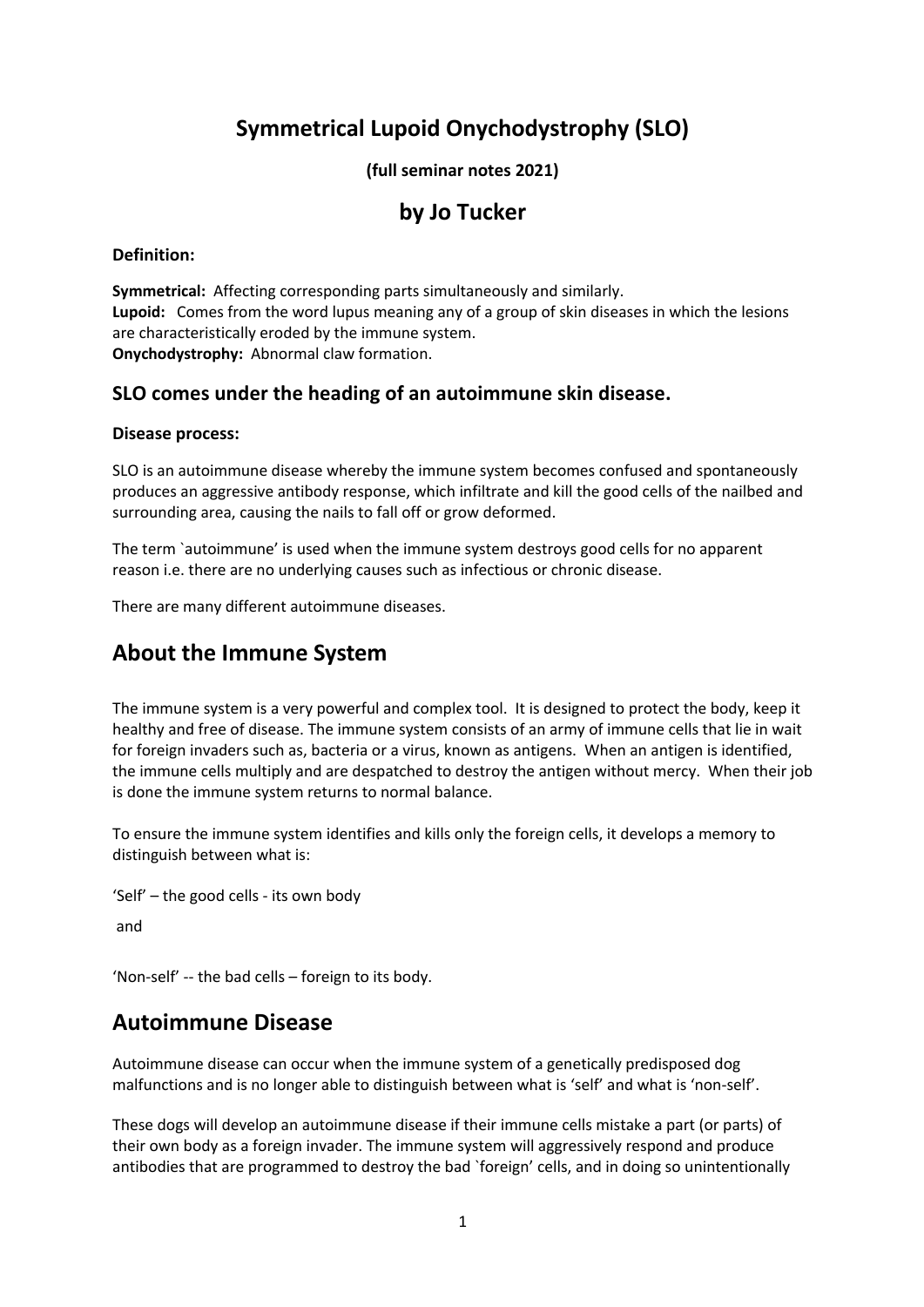# Symmetrical Lupoid Onychodystrophy (SLO)

**(full seminar notes 2021)**

## by Jo Tucker

**Definition:**

**Symmetrical:** Affecting corresponding parts simultaneously and similarly.
**Lupoid:** Comes from the word lupus meaning any of a group of skin diseases in which the lesions are characteristically eroded by the immune system.
**Onychodystrophy:** Abnormal claw formation.

### SLO comes under the heading of an autoimmune skin disease.

**Disease process:**

SLO is an autoimmune disease whereby the immune system becomes confused and spontaneously produces an aggressive antibody response, which infiltrate and kill the good cells of the nailbed and surrounding area, causing the nails to fall off or grow deformed.

The term `autoimmune' is used when the immune system destroys good cells for no apparent reason i.e. there are no underlying causes such as infectious or chronic disease.

There are many different autoimmune diseases.

## About the Immune System

The immune system is a very powerful and complex tool. It is designed to protect the body, keep it healthy and free of disease. The immune system consists of an army of immune cells that lie in wait for foreign invaders such as, bacteria or a virus, known as antigens. When an antigen is identified, the immune cells multiply and are despatched to destroy the antigen without mercy. When their job is done the immune system returns to normal balance.

To ensure the immune system identifies and kills only the foreign cells, it develops a memory to distinguish between what is:

'Self' – the good cells - its own body

and

'Non-self' -- the bad cells – foreign to its body.

## Autoimmune Disease

Autoimmune disease can occur when the immune system of a genetically predisposed dog malfunctions and is no longer able to distinguish between what is 'self' and what is 'non-self'.

These dogs will develop an autoimmune disease if their immune cells mistake a part (or parts) of their own body as a foreign invader. The immune system will aggressively respond and produce antibodies that are programmed to destroy the bad `foreign' cells, and in doing so unintentionally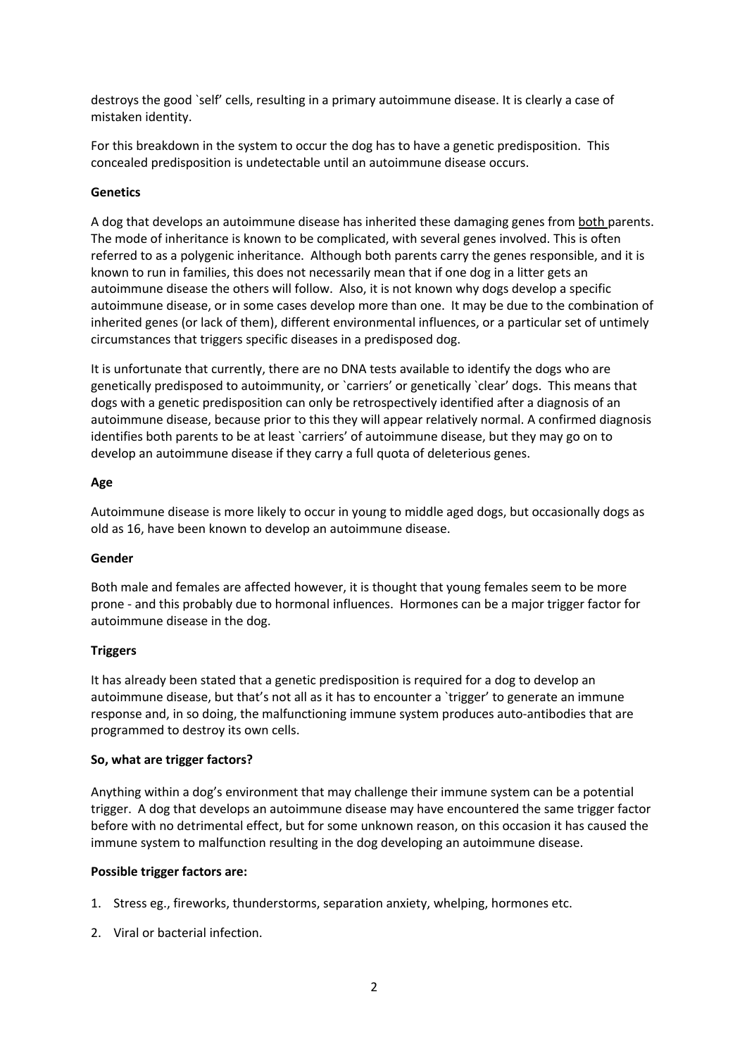destroys the good `self' cells, resulting in a primary autoimmune disease. It is clearly a case of mistaken identity.

For this breakdown in the system to occur the dog has to have a genetic predisposition. This concealed predisposition is undetectable until an autoimmune disease occurs.

**Genetics**

A dog that develops an autoimmune disease has inherited these damaging genes from both parents. The mode of inheritance is known to be complicated, with several genes involved. This is often referred to as a polygenic inheritance. Although both parents carry the genes responsible, and it is known to run in families, this does not necessarily mean that if one dog in a litter gets an autoimmune disease the others will follow. Also, it is not known why dogs develop a specific autoimmune disease, or in some cases develop more than one. It may be due to the combination of inherited genes (or lack of them), different environmental influences, or a particular set of untimely circumstances that triggers specific diseases in a predisposed dog.

It is unfortunate that currently, there are no DNA tests available to identify the dogs who are genetically predisposed to autoimmunity, or `carriers' or genetically `clear' dogs. This means that dogs with a genetic predisposition can only be retrospectively identified after a diagnosis of an autoimmune disease, because prior to this they will appear relatively normal. A confirmed diagnosis identifies both parents to be at least `carriers' of autoimmune disease, but they may go on to develop an autoimmune disease if they carry a full quota of deleterious genes.

**Age**

Autoimmune disease is more likely to occur in young to middle aged dogs, but occasionally dogs as old as 16, have been known to develop an autoimmune disease.

**Gender**

Both male and females are affected however, it is thought that young females seem to be more prone - and this probably due to hormonal influences. Hormones can be a major trigger factor for autoimmune disease in the dog.

**Triggers**

It has already been stated that a genetic predisposition is required for a dog to develop an autoimmune disease, but that's not all as it has to encounter a `trigger' to generate an immune response and, in so doing, the malfunctioning immune system produces auto-antibodies that are programmed to destroy its own cells.

**So, what are trigger factors?**

Anything within a dog's environment that may challenge their immune system can be a potential trigger. A dog that develops an autoimmune disease may have encountered the same trigger factor before with no detrimental effect, but for some unknown reason, on this occasion it has caused the immune system to malfunction resulting in the dog developing an autoimmune disease.

**Possible trigger factors are:**

1. Stress eg., fireworks, thunderstorms, separation anxiety, whelping, hormones etc.
2. Viral or bacterial infection.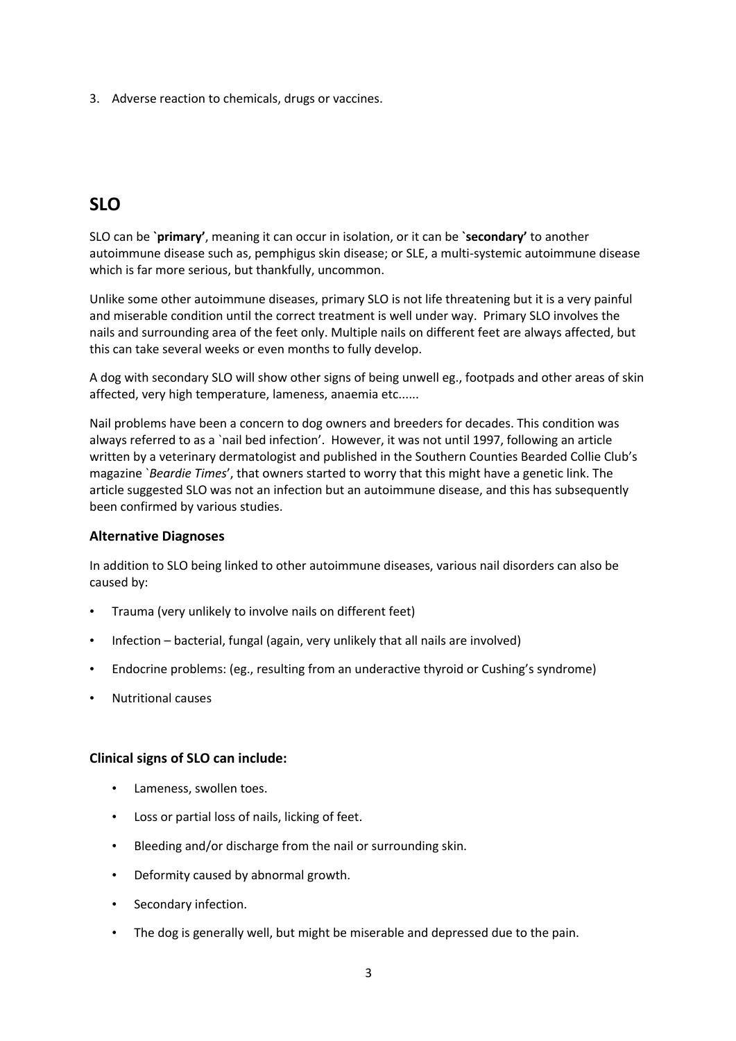3. Adverse reaction to chemicals, drugs or vaccines.

## SLO

SLO can be `**primary'**, meaning it can occur in isolation, or it can be `**secondary'** to another autoimmune disease such as, pemphigus skin disease; or SLE, a multi-systemic autoimmune disease which is far more serious, but thankfully, uncommon.

Unlike some other autoimmune diseases, primary SLO is not life threatening but it is a very painful and miserable condition until the correct treatment is well under way. Primary SLO involves the nails and surrounding area of the feet only. Multiple nails on different feet are always affected, but this can take several weeks or even months to fully develop.

A dog with secondary SLO will show other signs of being unwell eg., footpads and other areas of skin affected, very high temperature, lameness, anaemia etc......

Nail problems have been a concern to dog owners and breeders for decades. This condition was always referred to as a `nail bed infection'. However, it was not until 1997, following an article written by a veterinary dermatologist and published in the Southern Counties Bearded Collie Club's magazine `*Beardie Times*', that owners started to worry that this might have a genetic link. The article suggested SLO was not an infection but an autoimmune disease, and this has subsequently been confirmed by various studies.

### Alternative Diagnoses

In addition to SLO being linked to other autoimmune diseases, various nail disorders can also be caused by:

- Trauma (very unlikely to involve nails on different feet)
- Infection – bacterial, fungal (again, very unlikely that all nails are involved)
- Endocrine problems: (eg., resulting from an underactive thyroid or Cushing's syndrome)
- Nutritional causes

### Clinical signs of SLO can include:

- Lameness, swollen toes.
- Loss or partial loss of nails, licking of feet.
- Bleeding and/or discharge from the nail or surrounding skin.
- Deformity caused by abnormal growth.
- Secondary infection.
- The dog is generally well, but might be miserable and depressed due to the pain.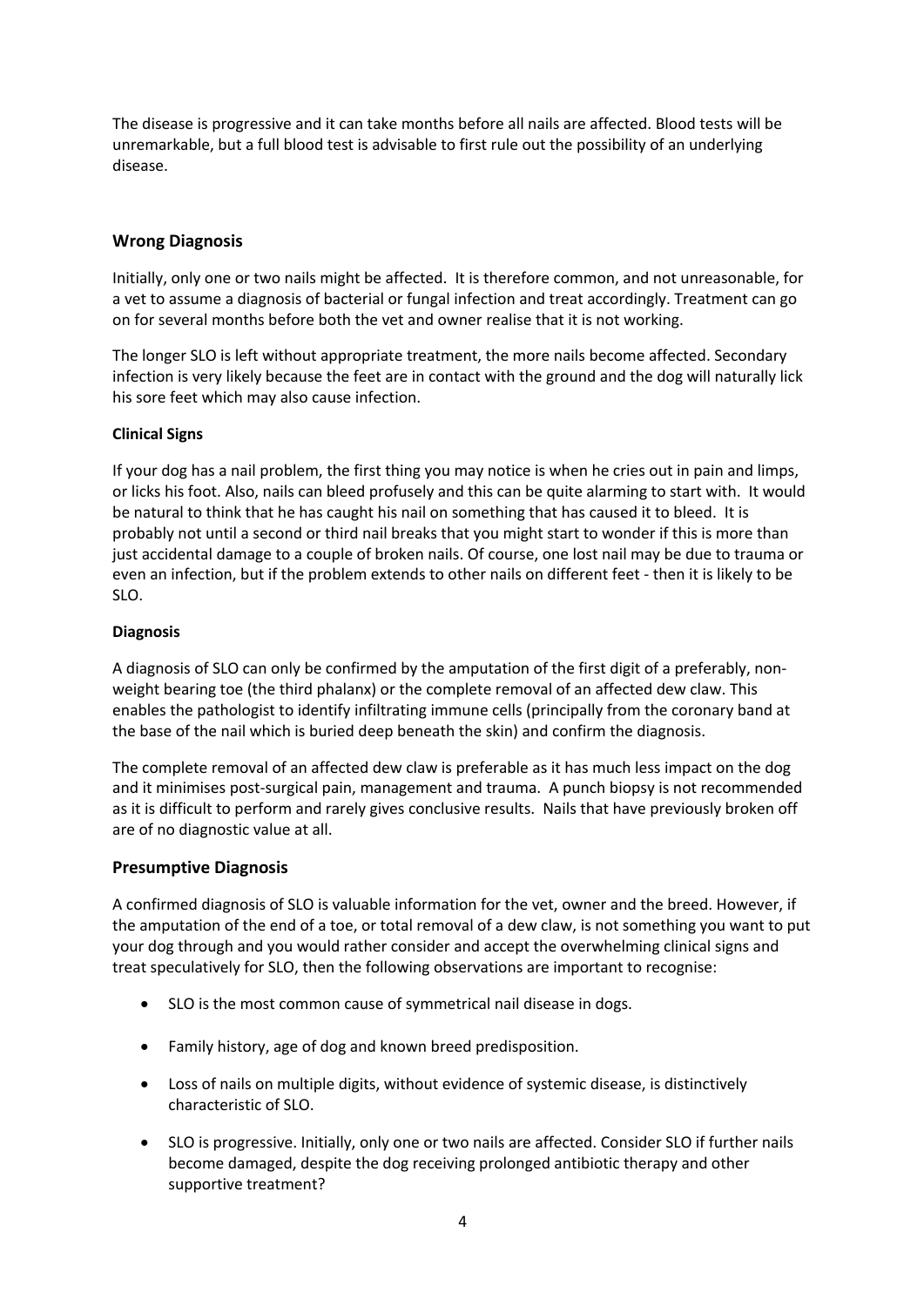The disease is progressive and it can take months before all nails are affected. Blood tests will be unremarkable, but a full blood test is advisable to first rule out the possibility of an underlying disease.

## Wrong Diagnosis

Initially, only one or two nails might be affected. It is therefore common, and not unreasonable, for a vet to assume a diagnosis of bacterial or fungal infection and treat accordingly. Treatment can go on for several months before both the vet and owner realise that it is not working.

The longer SLO is left without appropriate treatment, the more nails become affected. Secondary infection is very likely because the feet are in contact with the ground and the dog will naturally lick his sore feet which may also cause infection.

### Clinical Signs

If your dog has a nail problem, the first thing you may notice is when he cries out in pain and limps, or licks his foot. Also, nails can bleed profusely and this can be quite alarming to start with. It would be natural to think that he has caught his nail on something that has caused it to bleed. It is probably not until a second or third nail breaks that you might start to wonder if this is more than just accidental damage to a couple of broken nails. Of course, one lost nail may be due to trauma or even an infection, but if the problem extends to other nails on different feet - then it is likely to be SLO.

### Diagnosis

A diagnosis of SLO can only be confirmed by the amputation of the first digit of a preferably, non-weight bearing toe (the third phalanx) or the complete removal of an affected dew claw. This enables the pathologist to identify infiltrating immune cells (principally from the coronary band at the base of the nail which is buried deep beneath the skin) and confirm the diagnosis.

The complete removal of an affected dew claw is preferable as it has much less impact on the dog and it minimises post-surgical pain, management and trauma. A punch biopsy is not recommended as it is difficult to perform and rarely gives conclusive results. Nails that have previously broken off are of no diagnostic value at all.

## Presumptive Diagnosis

A confirmed diagnosis of SLO is valuable information for the vet, owner and the breed. However, if the amputation of the end of a toe, or total removal of a dew claw, is not something you want to put your dog through and you would rather consider and accept the overwhelming clinical signs and treat speculatively for SLO, then the following observations are important to recognise:

- SLO is the most common cause of symmetrical nail disease in dogs.
- Family history, age of dog and known breed predisposition.
- Loss of nails on multiple digits, without evidence of systemic disease, is distinctively characteristic of SLO.
- SLO is progressive. Initially, only one or two nails are affected. Consider SLO if further nails become damaged, despite the dog receiving prolonged antibiotic therapy and other supportive treatment?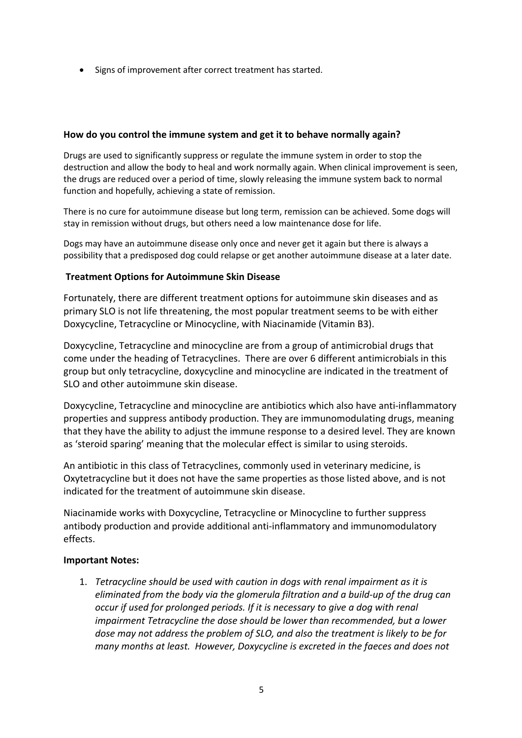- Signs of improvement after correct treatment has started.

**How do you control the immune system and get it to behave normally again?**

Drugs are used to significantly suppress or regulate the immune system in order to stop the destruction and allow the body to heal and work normally again. When clinical improvement is seen, the drugs are reduced over a period of time, slowly releasing the immune system back to normal function and hopefully, achieving a state of remission.

There is no cure for autoimmune disease but long term, remission can be achieved. Some dogs will stay in remission without drugs, but others need a low maintenance dose for life.

Dogs may have an autoimmune disease only once and never get it again but there is always a possibility that a predisposed dog could relapse or get another autoimmune disease at a later date.

**Treatment Options for Autoimmune Skin Disease**

Fortunately, there are different treatment options for autoimmune skin diseases and as primary SLO is not life threatening, the most popular treatment seems to be with either Doxycycline, Tetracycline or Minocycline, with Niacinamide (Vitamin B3).

Doxycycline, Tetracycline and minocycline are from a group of antimicrobial drugs that come under the heading of Tetracyclines. There are over 6 different antimicrobials in this group but only tetracycline, doxycycline and minocycline are indicated in the treatment of SLO and other autoimmune skin disease.

Doxycycline, Tetracycline and minocycline are antibiotics which also have anti-inflammatory properties and suppress antibody production. They are immunomodulating drugs, meaning that they have the ability to adjust the immune response to a desired level. They are known as 'steroid sparing' meaning that the molecular effect is similar to using steroids.

An antibiotic in this class of Tetracyclines, commonly used in veterinary medicine, is Oxytetracycline but it does not have the same properties as those listed above, and is not indicated for the treatment of autoimmune skin disease.

Niacinamide works with Doxycycline, Tetracycline or Minocycline to further suppress antibody production and provide additional anti-inflammatory and immunomodulatory effects.

**Important Notes:**

1. *Tetracycline should be used with caution in dogs with renal impairment as it is eliminated from the body via the glomerula filtration and a build-up of the drug can occur if used for prolonged periods. If it is necessary to give a dog with renal impairment Tetracycline the dose should be lower than recommended, but a lower dose may not address the problem of SLO, and also the treatment is likely to be for many months at least. However, Doxycycline is excreted in the faeces and does not*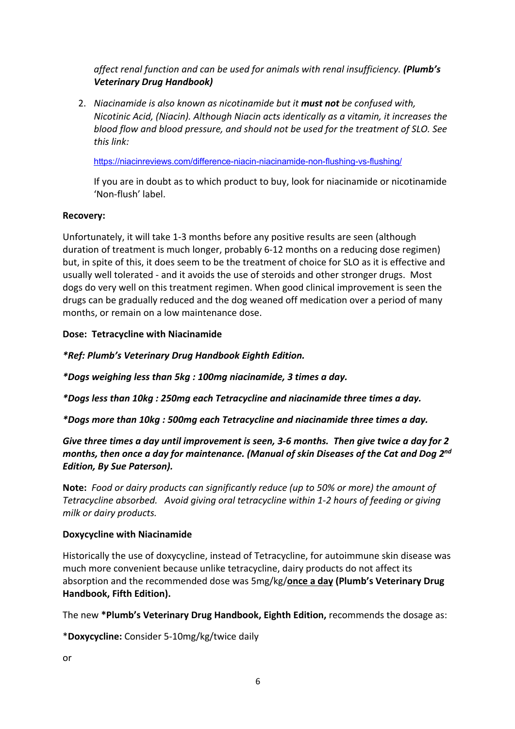*affect renal function and can be used for animals with renal insufficiency. **(Plumb's Veterinary Drug Handbook)***

2. *Niacinamide is also known as nicotinamide but it **must not** be confused with, Nicotinic Acid, (Niacin). Although Niacin acts identically as a vitamin, it increases the blood flow and blood pressure, and should not be used for the treatment of SLO. See this link:*

   https://niacinreviews.com/difference-niacin-niacinamide-non-flushing-vs-flushing/

   If you are in doubt as to which product to buy, look for niacinamide or nicotinamide 'Non-flush' label.

**Recovery:**

Unfortunately, it will take 1-3 months before any positive results are seen (although duration of treatment is much longer, probably 6-12 months on a reducing dose regimen) but, in spite of this, it does seem to be the treatment of choice for SLO as it is effective and usually well tolerated - and it avoids the use of steroids and other stronger drugs. Most dogs do very well on this treatment regimen. When good clinical improvement is seen the drugs can be gradually reduced and the dog weaned off medication over a period of many months, or remain on a low maintenance dose.

**Dose: Tetracycline with Niacinamide**

***Ref: Plumb's Veterinary Drug Handbook Eighth Edition.***

***Dogs weighing less than 5kg : 100mg niacinamide, 3 times a day.***

***Dogs less than 10kg : 250mg each Tetracycline and niacinamide three times a day.***

***Dogs more than 10kg : 500mg each Tetracycline and niacinamide three times a day.***

***Give three times a day until improvement is seen, 3-6 months. Then give twice a day for 2 months, then once a day for maintenance. (Manual of skin Diseases of the Cat and Dog 2nd Edition, By Sue Paterson).***

**Note:** *Food or dairy products can significantly reduce (up to 50% or more) the amount of Tetracycline absorbed. Avoid giving oral tetracycline within 1-2 hours of feeding or giving milk or dairy products.*

**Doxycycline with Niacinamide**

Historically the use of doxycycline, instead of Tetracycline, for autoimmune skin disease was much more convenient because unlike tetracycline, dairy products do not affect its absorption and the recommended dose was 5mg/kg/**once a day** **(Plumb's Veterinary Drug Handbook, Fifth Edition).**

The new ***Plumb's Veterinary Drug Handbook, Eighth Edition,** recommends the dosage as:

***Doxycycline:** Consider 5-10mg/kg/twice daily

or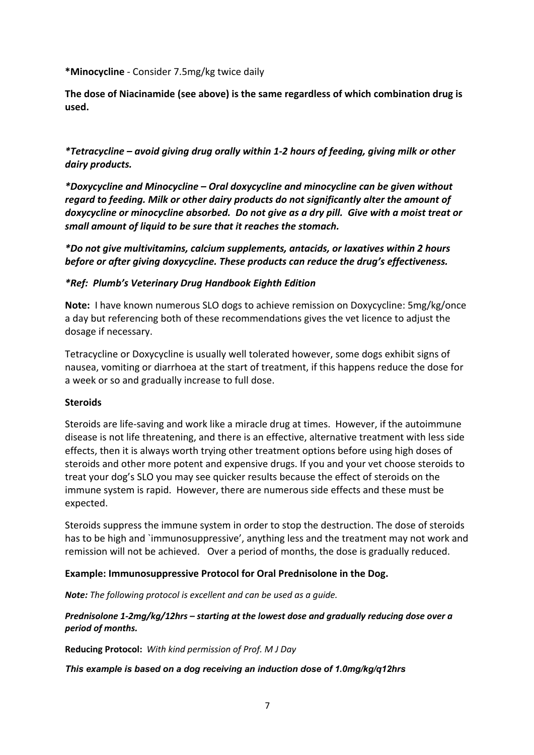**\*Minocycline** - Consider 7.5mg/kg twice daily

**The dose of Niacinamide (see above) is the same regardless of which combination drug is used.**

***\*Tetracycline – avoid giving drug orally within 1-2 hours of feeding, giving milk or other dairy products.***

***\*Doxycycline and Minocycline – Oral doxycycline and minocycline can be given without regard to feeding. Milk or other dairy products do not significantly alter the amount of doxycycline or minocycline absorbed. Do not give as a dry pill. Give with a moist treat or small amount of liquid to be sure that it reaches the stomach.***

***\*Do not give multivitamins, calcium supplements, antacids, or laxatives within 2 hours before or after giving doxycycline. These products can reduce the drug's effectiveness.***

***\*Ref: Plumb's Veterinary Drug Handbook Eighth Edition***

**Note:** I have known numerous SLO dogs to achieve remission on Doxycycline: 5mg/kg/once a day but referencing both of these recommendations gives the vet licence to adjust the dosage if necessary.

Tetracycline or Doxycycline is usually well tolerated however, some dogs exhibit signs of nausea, vomiting or diarrhoea at the start of treatment, if this happens reduce the dose for a week or so and gradually increase to full dose.

**Steroids**

Steroids are life-saving and work like a miracle drug at times. However, if the autoimmune disease is not life threatening, and there is an effective, alternative treatment with less side effects, then it is always worth trying other treatment options before using high doses of steroids and other more potent and expensive drugs. If you and your vet choose steroids to treat your dog's SLO you may see quicker results because the effect of steroids on the immune system is rapid. However, there are numerous side effects and these must be expected.

Steroids suppress the immune system in order to stop the destruction. The dose of steroids has to be high and `immunosuppressive', anything less and the treatment may not work and remission will not be achieved. Over a period of months, the dose is gradually reduced.

**Example: Immunosuppressive Protocol for Oral Prednisolone in the Dog.**

***Note:*** *The following protocol is excellent and can be used as a guide.*

***Prednisolone 1-2mg/kg/12hrs – starting at the lowest dose and gradually reducing dose over a period of months.***

**Reducing Protocol:** *With kind permission of Prof. M J Day*

***This example is based on a dog receiving an induction dose of 1.0mg/kg/q12hrs***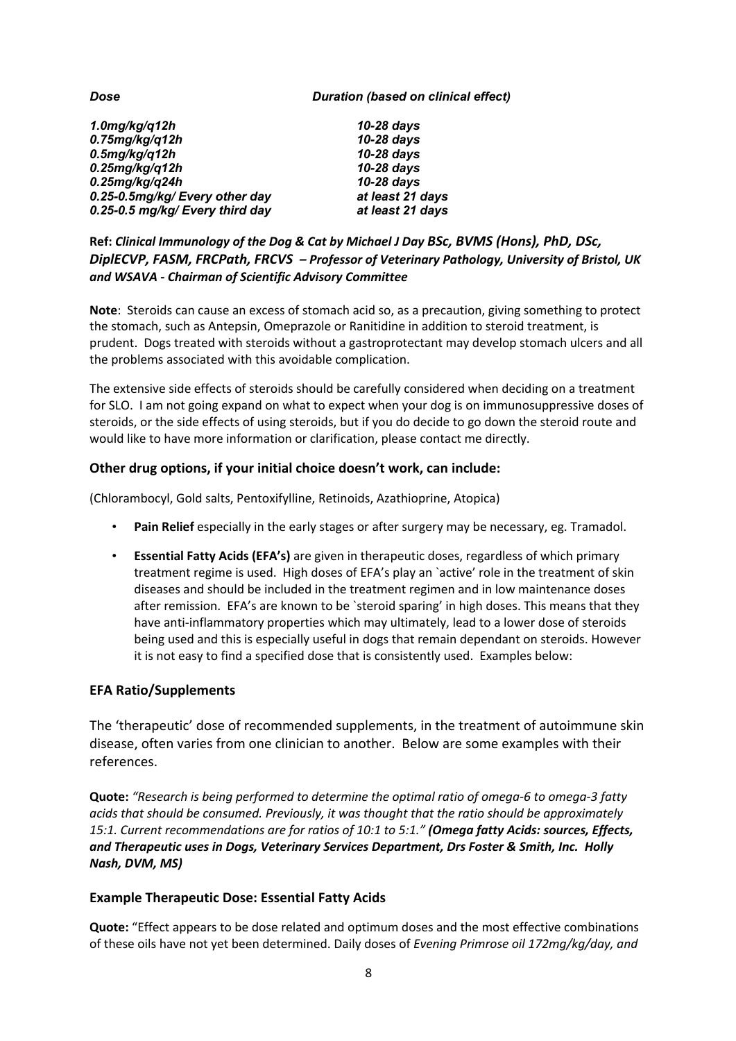| *Dose* | *Duration (based on clinical effect)* |
|---|---|
| *1.0mg/kg/q12h* | *10-28 days* |
| *0.75mg/kg/q12h* | *10-28 days* |
| *0.5mg/kg/q12h* | *10-28 days* |
| *0.25mg/kg/q12h* | *10-28 days* |
| *0.25mg/kg/q24h* | *10-28 days* |
| *0.25-0.5mg/kg/ Every other day* | *at least 21 days* |
| *0.25-0.5 mg/kg/ Every third day* | *at least 21 days* |

**Ref:** ***Clinical Immunology of the Dog & Cat by Michael J Day BSc, BVMS (Hons), PhD, DSc, DiplECVP, FASM, FRCPath, FRCVS – Professor of Veterinary Pathology, University of Bristol, UK and WSAVA - Chairman of Scientific Advisory Committee***

**Note**: Steroids can cause an excess of stomach acid so, as a precaution, giving something to protect the stomach, such as Antepsin, Omeprazole or Ranitidine in addition to steroid treatment, is prudent. Dogs treated with steroids without a gastroprotectant may develop stomach ulcers and all the problems associated with this avoidable complication.

The extensive side effects of steroids should be carefully considered when deciding on a treatment for SLO. I am not going expand on what to expect when your dog is on immunosuppressive doses of steroids, or the side effects of using steroids, but if you do decide to go down the steroid route and would like to have more information or clarification, please contact me directly.

### Other drug options, if your initial choice doesn't work, can include:

(Chlorambocyl, Gold salts, Pentoxifylline, Retinoids, Azathioprine, Atopica)

- **Pain Relief** especially in the early stages or after surgery may be necessary, eg. Tramadol.
- **Essential Fatty Acids (EFA's)** are given in therapeutic doses, regardless of which primary treatment regime is used. High doses of EFA's play an `active' role in the treatment of skin diseases and should be included in the treatment regimen and in low maintenance doses after remission. EFA's are known to be `steroid sparing' in high doses. This means that they have anti-inflammatory properties which may ultimately, lead to a lower dose of steroids being used and this is especially useful in dogs that remain dependant on steroids. However it is not easy to find a specified dose that is consistently used. Examples below:

### EFA Ratio/Supplements

The 'therapeutic' dose of recommended supplements, in the treatment of autoimmune skin disease, often varies from one clinician to another. Below are some examples with their references.

**Quote:** *"Research is being performed to determine the optimal ratio of omega-6 to omega-3 fatty acids that should be consumed. Previously, it was thought that the ratio should be approximately 15:1. Current recommendations are for ratios of 10:1 to 5:1."* ***(Omega fatty Acids: sources, Effects, and Therapeutic uses in Dogs, Veterinary Services Department, Drs Foster & Smith, Inc. Holly Nash, DVM, MS)***

### Example Therapeutic Dose: Essential Fatty Acids

**Quote:** "Effect appears to be dose related and optimum doses and the most effective combinations of these oils have not yet been determined. Daily doses of *Evening Primrose oil 172mg/kg/day, and*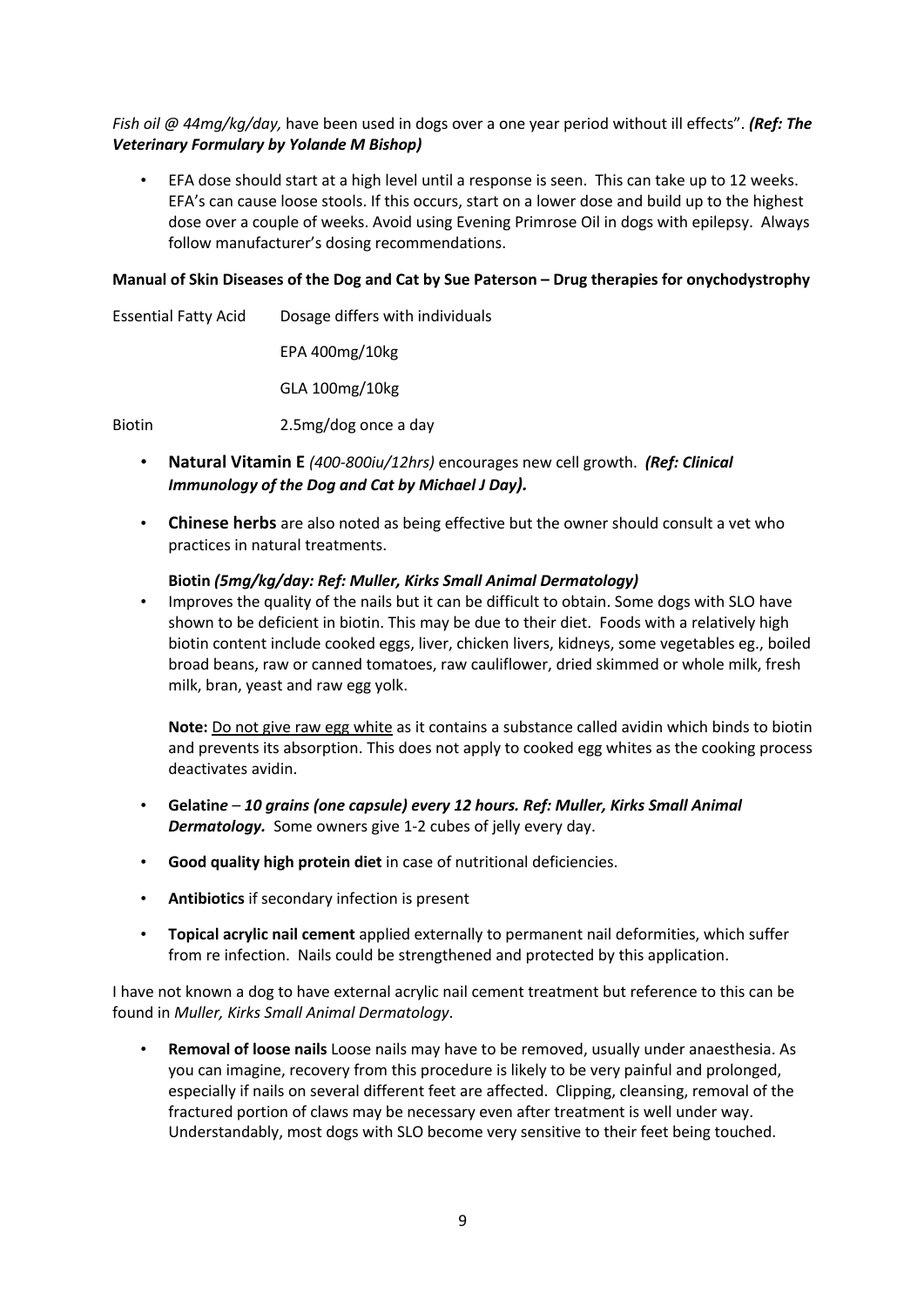*Fish oil @ 44mg/kg/day,* have been used in dogs over a one year period without ill effects". ***(Ref: The Veterinary Formulary by Yolande M Bishop)***

- EFA dose should start at a high level until a response is seen. This can take up to 12 weeks. EFA's can cause loose stools. If this occurs, start on a lower dose and build up to the highest dose over a couple of weeks. Avoid using Evening Primrose Oil in dogs with epilepsy. Always follow manufacturer's dosing recommendations.

**Manual of Skin Diseases of the Dog and Cat by Sue Paterson – Drug therapies for onychodystrophy**

| | |
|---|---|
| Essential Fatty Acid | Dosage differs with individuals |
| | EPA 400mg/10kg |
| | GLA 100mg/10kg |
| Biotin | 2.5mg/dog once a day |

- **Natural Vitamin E** *(400-800iu/12hrs)* encourages new cell growth. ***(Ref: Clinical Immunology of the Dog and Cat by Michael J Day).***
- **Chinese herbs** are also noted as being effective but the owner should consult a vet who practices in natural treatments.

  **Biotin *(5mg/kg/day: Ref: Muller, Kirks Small Animal Dermatology)***
- Improves the quality of the nails but it can be difficult to obtain. Some dogs with SLO have shown to be deficient in biotin. This may be due to their diet. Foods with a relatively high biotin content include cooked eggs, liver, chicken livers, kidneys, some vegetables eg., boiled broad beans, raw or canned tomatoes, raw cauliflower, dried skimmed or whole milk, fresh milk, bran, yeast and raw egg yolk.

  **Note:** <u>Do not give raw egg white</u> as it contains a substance called avidin which binds to biotin and prevents its absorption. This does not apply to cooked egg whites as the cooking process deactivates avidin.

- **Gelatine** – ***10 grains (one capsule) every 12 hours. Ref: Muller, Kirks Small Animal Dermatology.*** Some owners give 1-2 cubes of jelly every day.
- **Good quality high protein diet** in case of nutritional deficiencies.
- **Antibiotics** if secondary infection is present
- **Topical acrylic nail cement** applied externally to permanent nail deformities, which suffer from re infection. Nails could be strengthened and protected by this application.

I have not known a dog to have external acrylic nail cement treatment but reference to this can be found in *Muller, Kirks Small Animal Dermatology*.

- **Removal of loose nails** Loose nails may have to be removed, usually under anaesthesia. As you can imagine, recovery from this procedure is likely to be very painful and prolonged, especially if nails on several different feet are affected. Clipping, cleansing, removal of the fractured portion of claws may be necessary even after treatment is well under way. Understandably, most dogs with SLO become very sensitive to their feet being touched.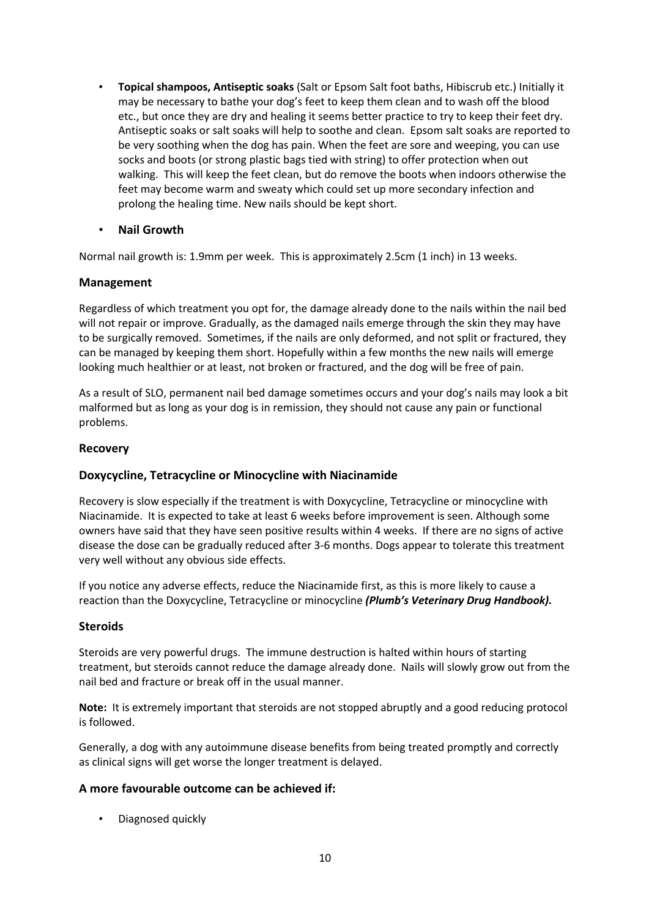- **Topical shampoos, Antiseptic soaks** (Salt or Epsom Salt foot baths, Hibiscrub etc.) Initially it may be necessary to bathe your dog's feet to keep them clean and to wash off the blood etc., but once they are dry and healing it seems better practice to try to keep their feet dry. Antiseptic soaks or salt soaks will help to soothe and clean. Epsom salt soaks are reported to be very soothing when the dog has pain. When the feet are sore and weeping, you can use socks and boots (or strong plastic bags tied with string) to offer protection when out walking. This will keep the feet clean, but do remove the boots when indoors otherwise the feet may become warm and sweaty which could set up more secondary infection and prolong the healing time. New nails should be kept short.

- **Nail Growth**

Normal nail growth is: 1.9mm per week. This is approximately 2.5cm (1 inch) in 13 weeks.

### Management

Regardless of which treatment you opt for, the damage already done to the nails within the nail bed will not repair or improve. Gradually, as the damaged nails emerge through the skin they may have to be surgically removed. Sometimes, if the nails are only deformed, and not split or fractured, they can be managed by keeping them short. Hopefully within a few months the new nails will emerge looking much healthier or at least, not broken or fractured, and the dog will be free of pain.

As a result of SLO, permanent nail bed damage sometimes occurs and your dog's nails may look a bit malformed but as long as your dog is in remission, they should not cause any pain or functional problems.

### Recovery

### Doxycycline, Tetracycline or Minocycline with Niacinamide

Recovery is slow especially if the treatment is with Doxycycline, Tetracycline or minocycline with Niacinamide. It is expected to take at least 6 weeks before improvement is seen. Although some owners have said that they have seen positive results within 4 weeks. If there are no signs of active disease the dose can be gradually reduced after 3-6 months. Dogs appear to tolerate this treatment very well without any obvious side effects.

If you notice any adverse effects, reduce the Niacinamide first, as this is more likely to cause a reaction than the Doxycycline, Tetracycline or minocycline ***(Plumb's Veterinary Drug Handbook).***

### Steroids

Steroids are very powerful drugs. The immune destruction is halted within hours of starting treatment, but steroids cannot reduce the damage already done. Nails will slowly grow out from the nail bed and fracture or break off in the usual manner.

**Note:** It is extremely important that steroids are not stopped abruptly and a good reducing protocol is followed.

Generally, a dog with any autoimmune disease benefits from being treated promptly and correctly as clinical signs will get worse the longer treatment is delayed.

### A more favourable outcome can be achieved if:

- Diagnosed quickly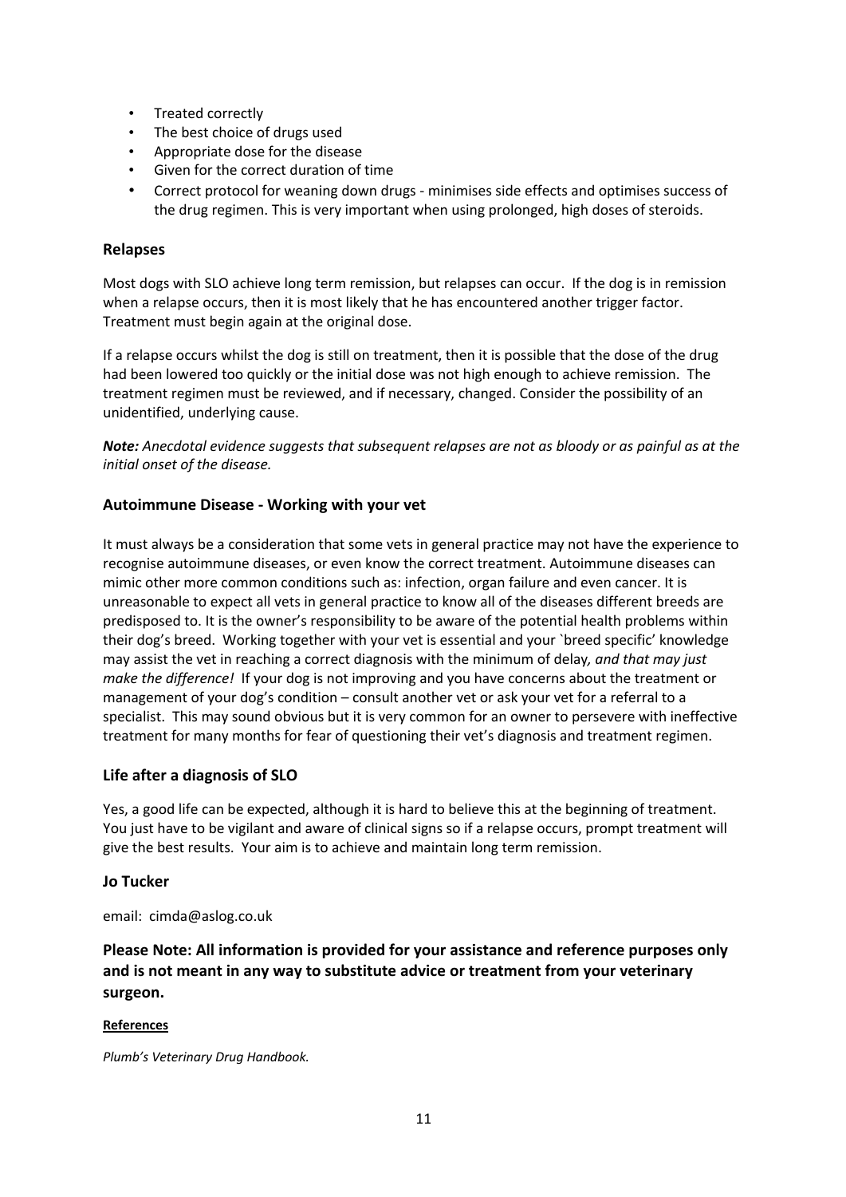- Treated correctly
- The best choice of drugs used
- Appropriate dose for the disease
- Given for the correct duration of time
- Correct protocol for weaning down drugs - minimises side effects and optimises success of the drug regimen. This is very important when using prolonged, high doses of steroids.

### Relapses

Most dogs with SLO achieve long term remission, but relapses can occur. If the dog is in remission when a relapse occurs, then it is most likely that he has encountered another trigger factor. Treatment must begin again at the original dose.

If a relapse occurs whilst the dog is still on treatment, then it is possible that the dose of the drug had been lowered too quickly or the initial dose was not high enough to achieve remission. The treatment regimen must be reviewed, and if necessary, changed. Consider the possibility of an unidentified, underlying cause.

***Note:*** *Anecdotal evidence suggests that subsequent relapses are not as bloody or as painful as at the initial onset of the disease.*

### Autoimmune Disease - Working with your vet

It must always be a consideration that some vets in general practice may not have the experience to recognise autoimmune diseases, or even know the correct treatment. Autoimmune diseases can mimic other more common conditions such as: infection, organ failure and even cancer. It is unreasonable to expect all vets in general practice to know all of the diseases different breeds are predisposed to. It is the owner's responsibility to be aware of the potential health problems within their dog's breed. Working together with your vet is essential and your `breed specific' knowledge may assist the vet in reaching a correct diagnosis with the minimum of delay*, and that may just make the difference!* If your dog is not improving and you have concerns about the treatment or management of your dog's condition – consult another vet or ask your vet for a referral to a specialist. This may sound obvious but it is very common for an owner to persevere with ineffective treatment for many months for fear of questioning their vet's diagnosis and treatment regimen.

### Life after a diagnosis of SLO

Yes, a good life can be expected, although it is hard to believe this at the beginning of treatment. You just have to be vigilant and aware of clinical signs so if a relapse occurs, prompt treatment will give the best results. Your aim is to achieve and maintain long term remission.

**Jo Tucker**

email: cimda@aslog.co.uk

**Please Note: All information is provided for your assistance and reference purposes only and is not meant in any way to substitute advice or treatment from your veterinary surgeon.**

**References**

*Plumb's Veterinary Drug Handbook.*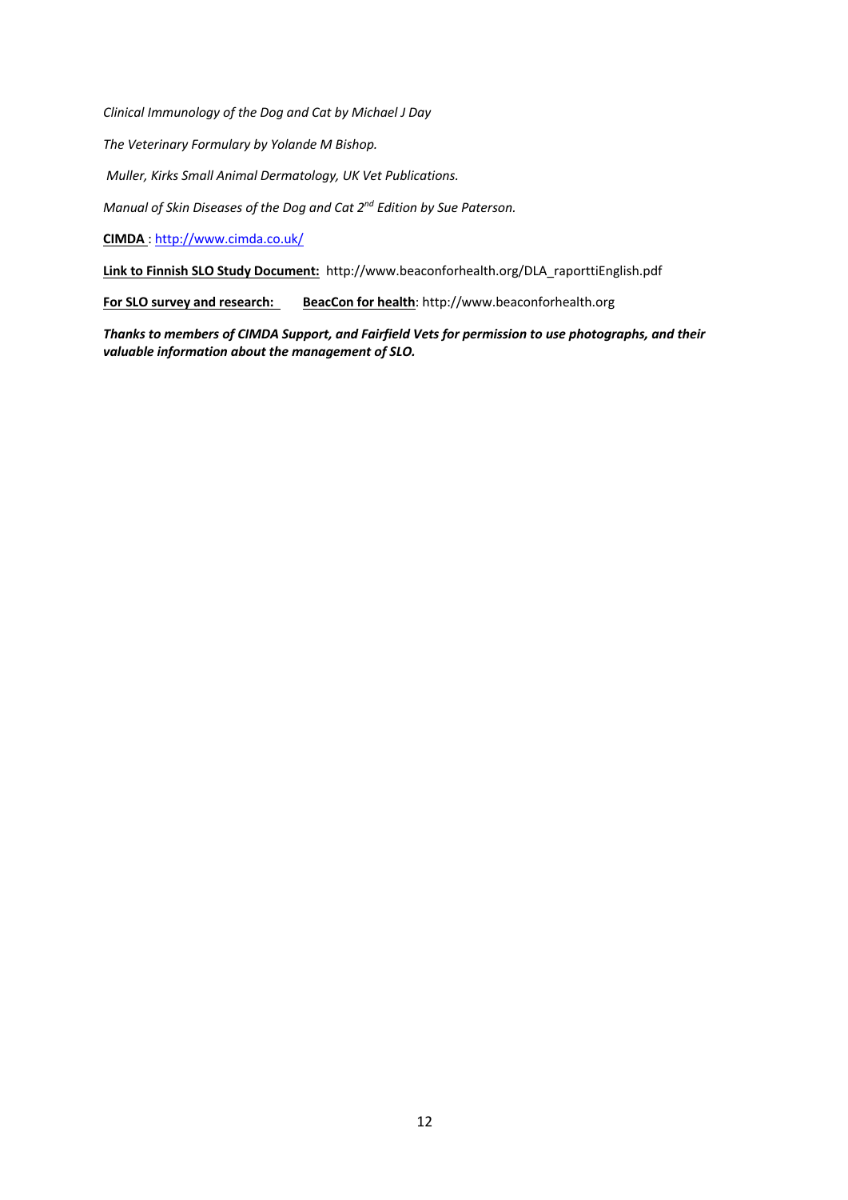*Clinical Immunology of the Dog and Cat by Michael J Day*

*The Veterinary Formulary by Yolande M Bishop.*

*Muller, Kirks Small Animal Dermatology, UK Vet Publications.*

*Manual of Skin Diseases of the Dog and Cat 2nd Edition by Sue Paterson.*

**CIMDA** : http://www.cimda.co.uk/

**Link to Finnish SLO Study Document:** http://www.beaconforhealth.org/DLA_raporttiEnglish.pdf

**For SLO survey and research:** **BeacCon for health**: http://www.beaconforhealth.org

***Thanks to members of CIMDA Support, and Fairfield Vets for permission to use photographs, and their valuable information about the management of SLO.***